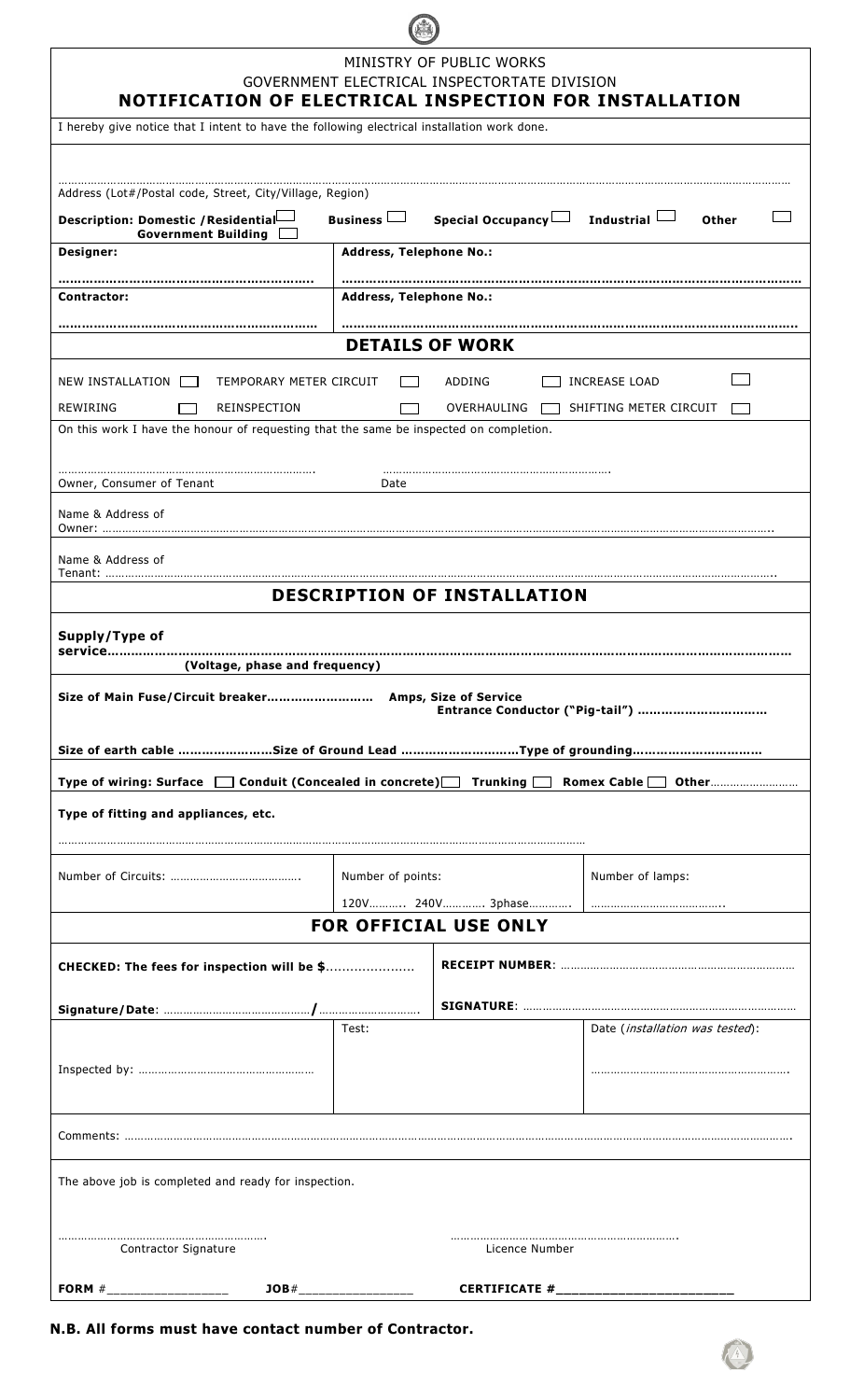MINISTRY OF PUBLIC WORKS

GOVERNMENT ELECTRICAL INSPECTORTATE DIVISION

# NOTIFICATION OF ELECTRICAL INSPECTION FOR INSTALLATION

I hereby give notice that I intent to have the following electrical installation work done.

…………………………………………………………………………………………………………………………………………………………

Address (Lot#/Postal code, Street, City/Village, Region)

**Description: Domestic /Residential** ☐ **Business** ☐ **Special Occupancy** ☐ **Industrial** ☐ **Other** ☐ **Government Building** ☐

| **Designer:** | **Address, Telephone No.:** |
|---|---|
| ……………………………………………………. | ……………………………………………………………………………………………… |
| **Contractor:** | **Address, Telephone No.:** |
| ……………………………………………………. | ……………………………………………………………………………………………… |

## DETAILS OF WORK

NEW INSTALLATION ☐ TEMPORARY METER CIRCUIT ☐ ADDING ☐ INCREASE LOAD ☐

REWIRING ☐ REINSPECTION ☐ OVERHAULING ☐ SHIFTING METER CIRCUIT ☐

On this work I have the honour of requesting that the same be inspected on completion.

……………………………………………………………. ……………………………………………………….

Owner, Consumer of Tenant Date

Name & Address of Owner: ……………………………………………………………………………………………………………………………

Name & Address of Tenant: ……………………………………………………………………………………………………………………………

## DESCRIPTION OF INSTALLATION

**Supply/Type of service………………………………………………………………………………………………………………**

**(Voltage, phase and frequency)**

**Size of Main Fuse/Circuit breaker……………………… Amps, Size of Service Entrance Conductor ("Pig-tail") ……………………………**

**Size of earth cable ……………………Size of Ground Lead …………………………Type of grounding……………………………**

**Type of wiring: Surface** ☐ **Conduit (Concealed in concrete)** ☐ **Trunking** ☐ **Romex Cable** ☐ **Other**………………………

**Type of fitting and appliances, etc.**

……………………………………………………………………………………………………………………………

| Number of Circuits: …………………………………. | Number of points:<br>120V……….. 240V…………. 3phase…………. | Number of lamps:<br>………………………………….. |
|---|---|---|

## FOR OFFICIAL USE ONLY

| **CHECKED: The fees for inspection will be $**………………… | | **RECEIPT NUMBER**: ……………………………………………………………… |
|---|---|---|
| **Signature/Date**: ……………………………………/………………………… | | **SIGNATURE**: ……………………………………………………………………… |
| Inspected by: ……………………………………………… | Test: | Date (*installation was tested*):<br>…………………………………………………. |

Comments: ……………………………………………………………………………………………………………………………………………………

The above job is completed and ready for inspection.

……………………………………………………. ……………………………………………………….

Contractor Signature Licence Number

**FORM** #________________ **JOB**#________________ **CERTIFICATE #**______________________

**N.B. All forms must have contact number of Contractor.**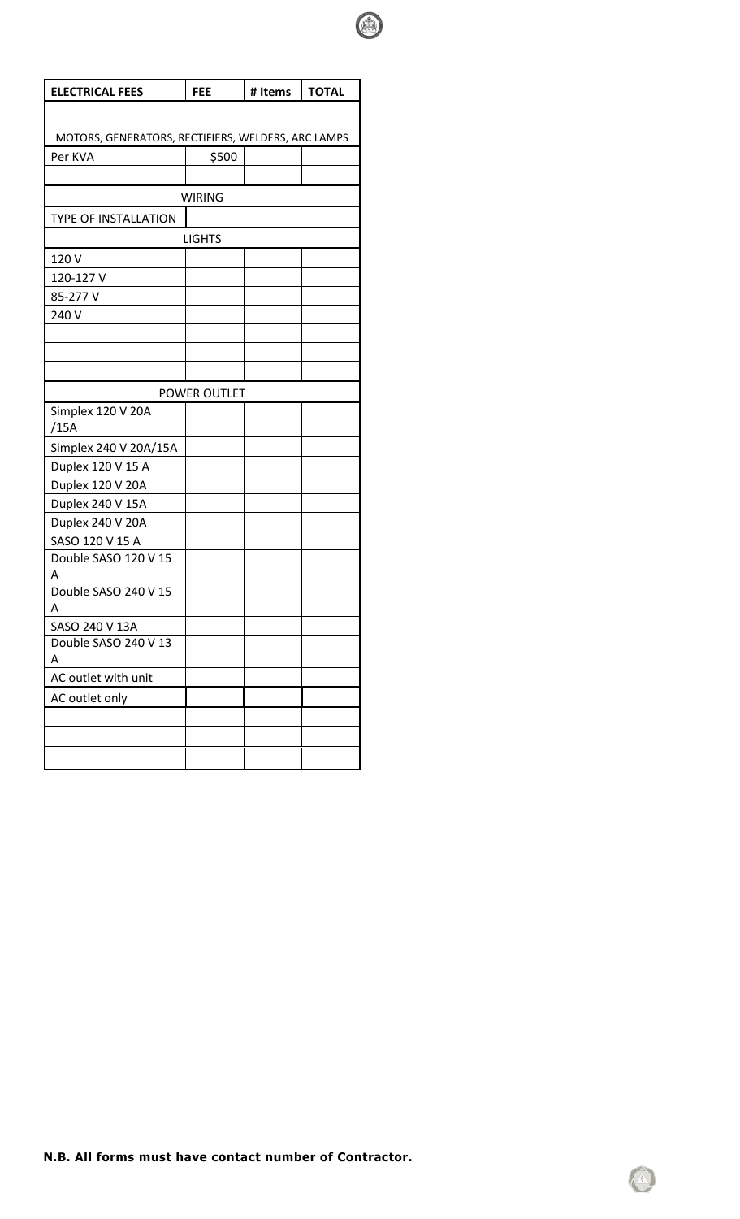| ELECTRICAL FEES | FEE | # Items | TOTAL |
| --- | --- | --- | --- |
| MOTORS, GENERATORS, RECTIFIERS, WELDERS, ARC LAMPS | | | |
| Per KVA | $500 | | |
| | | | |
| WIRING | | | |
| TYPE OF INSTALLATION | | | |
| LIGHTS | | | |
| 120 V | | | |
| 120-127 V | | | |
| 85-277 V | | | |
| 240 V | | | |
| | | | |
| | | | |
| | | | |
| POWER OUTLET | | | |
| Simplex 120 V 20A /15A | | | |
| Simplex 240 V 20A/15A | | | |
| Duplex 120 V 15 A | | | |
| Duplex 120 V 20A | | | |
| Duplex 240 V 15A | | | |
| Duplex 240 V 20A | | | |
| SASO 120 V 15 A | | | |
| Double SASO 120 V 15 A | | | |
| Double SASO 240 V 15 A | | | |
| SASO 240 V 13A | | | |
| Double SASO 240 V 13 A | | | |
| AC outlet with unit | | | |
| AC outlet only | | | |
| | | | |
| | | | |
| | | | |

**N.B. All forms must have contact number of Contractor.**